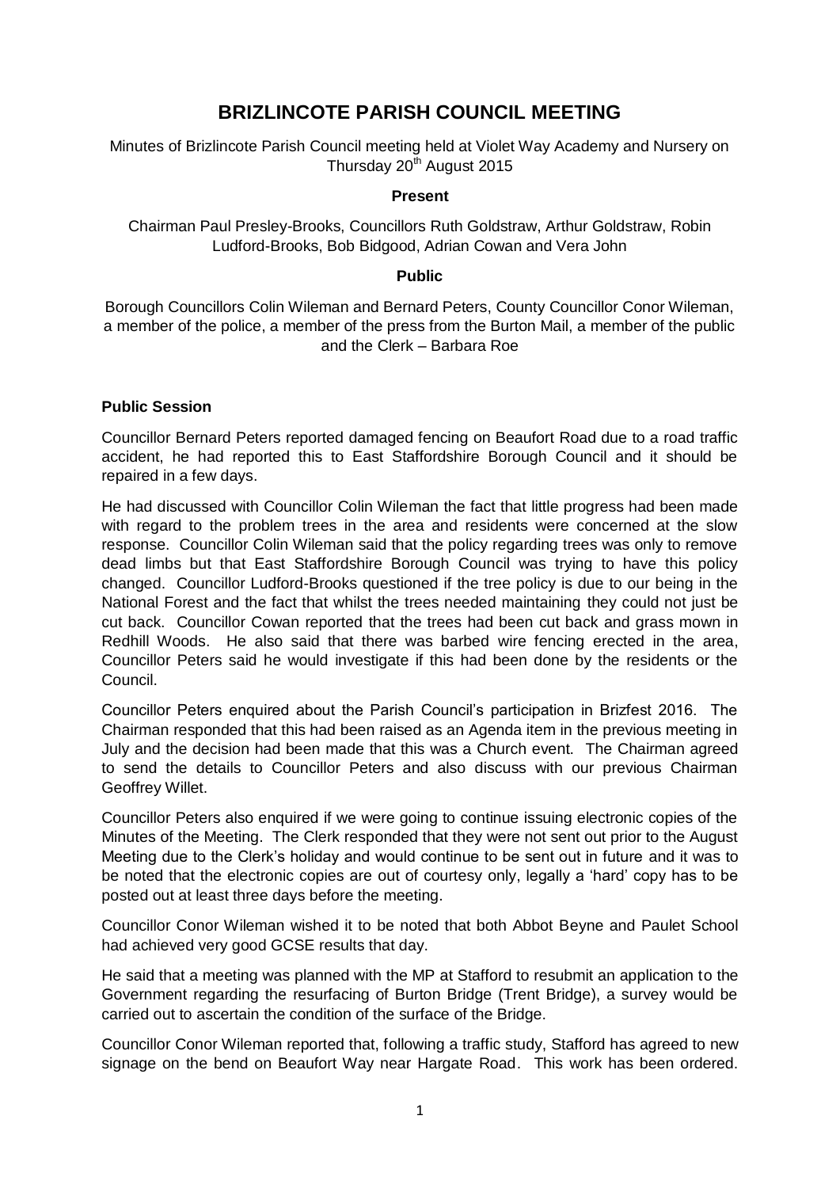# BRIZLINCOTE PARISH COUNCIL MEETING

Minutes of Brizlincote Parish Council meeting held at Violet Way Academy and Nursery on Thursday 20th August 2015

**Present**

Chairman Paul Presley-Brooks, Councillors Ruth Goldstraw, Arthur Goldstraw, Robin Ludford-Brooks, Bob Bidgood, Adrian Cowan and Vera John

**Public**

Borough Councillors Colin Wileman and Bernard Peters, County Councillor Conor Wileman, a member of the police, a member of the press from the Burton Mail, a member of the public and the Clerk – Barbara Roe

**Public Session**

Councillor Bernard Peters reported damaged fencing on Beaufort Road due to a road traffic accident, he had reported this to East Staffordshire Borough Council and it should be repaired in a few days.

He had discussed with Councillor Colin Wileman the fact that little progress had been made with regard to the problem trees in the area and residents were concerned at the slow response. Councillor Colin Wileman said that the policy regarding trees was only to remove dead limbs but that East Staffordshire Borough Council was trying to have this policy changed. Councillor Ludford-Brooks questioned if the tree policy is due to our being in the National Forest and the fact that whilst the trees needed maintaining they could not just be cut back. Councillor Cowan reported that the trees had been cut back and grass mown in Redhill Woods. He also said that there was barbed wire fencing erected in the area, Councillor Peters said he would investigate if this had been done by the residents or the Council.

Councillor Peters enquired about the Parish Council's participation in Brizfest 2016. The Chairman responded that this had been raised as an Agenda item in the previous meeting in July and the decision had been made that this was a Church event. The Chairman agreed to send the details to Councillor Peters and also discuss with our previous Chairman Geoffrey Willet.

Councillor Peters also enquired if we were going to continue issuing electronic copies of the Minutes of the Meeting. The Clerk responded that they were not sent out prior to the August Meeting due to the Clerk's holiday and would continue to be sent out in future and it was to be noted that the electronic copies are out of courtesy only, legally a 'hard' copy has to be posted out at least three days before the meeting.

Councillor Conor Wileman wished it to be noted that both Abbot Beyne and Paulet School had achieved very good GCSE results that day.

He said that a meeting was planned with the MP at Stafford to resubmit an application to the Government regarding the resurfacing of Burton Bridge (Trent Bridge), a survey would be carried out to ascertain the condition of the surface of the Bridge.

Councillor Conor Wileman reported that, following a traffic study, Stafford has agreed to new signage on the bend on Beaufort Way near Hargate Road. This work has been ordered.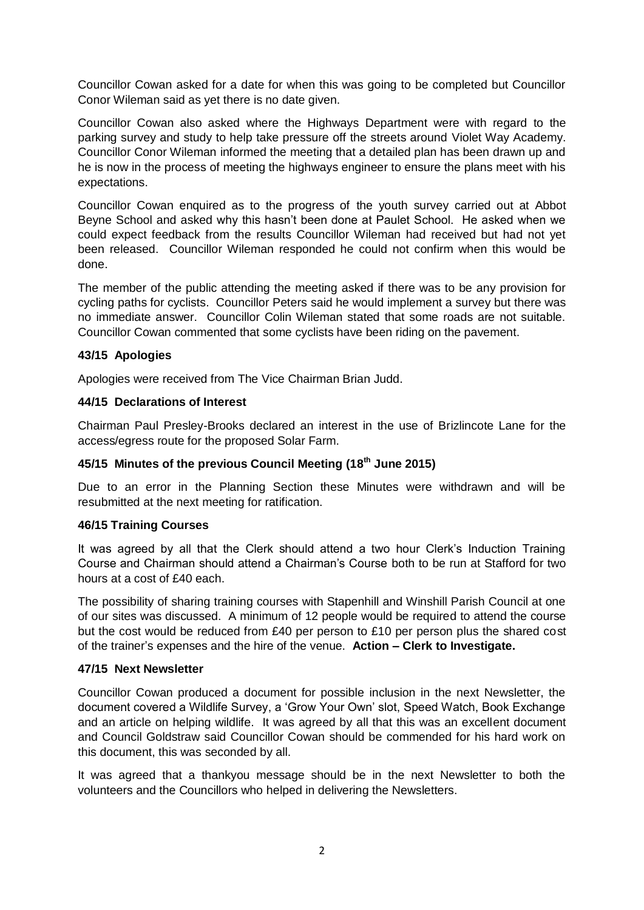Councillor Cowan asked for a date for when this was going to be completed but Councillor Conor Wileman said as yet there is no date given.

Councillor Cowan also asked where the Highways Department were with regard to the parking survey and study to help take pressure off the streets around Violet Way Academy. Councillor Conor Wileman informed the meeting that a detailed plan has been drawn up and he is now in the process of meeting the highways engineer to ensure the plans meet with his expectations.

Councillor Cowan enquired as to the progress of the youth survey carried out at Abbot Beyne School and asked why this hasn't been done at Paulet School. He asked when we could expect feedback from the results Councillor Wileman had received but had not yet been released. Councillor Wileman responded he could not confirm when this would be done.

The member of the public attending the meeting asked if there was to be any provision for cycling paths for cyclists. Councillor Peters said he would implement a survey but there was no immediate answer. Councillor Colin Wileman stated that some roads are not suitable. Councillor Cowan commented that some cyclists have been riding on the pavement.

**43/15 Apologies**

Apologies were received from The Vice Chairman Brian Judd.

**44/15 Declarations of Interest**

Chairman Paul Presley-Brooks declared an interest in the use of Brizlincote Lane for the access/egress route for the proposed Solar Farm.

**45/15 Minutes of the previous Council Meeting (18th June 2015)**

Due to an error in the Planning Section these Minutes were withdrawn and will be resubmitted at the next meeting for ratification.

**46/15 Training Courses**

It was agreed by all that the Clerk should attend a two hour Clerk's Induction Training Course and Chairman should attend a Chairman's Course both to be run at Stafford for two hours at a cost of £40 each.

The possibility of sharing training courses with Stapenhill and Winshill Parish Council at one of our sites was discussed. A minimum of 12 people would be required to attend the course but the cost would be reduced from £40 per person to £10 per person plus the shared cost of the trainer's expenses and the hire of the venue. **Action – Clerk to Investigate.**

**47/15 Next Newsletter**

Councillor Cowan produced a document for possible inclusion in the next Newsletter, the document covered a Wildlife Survey, a 'Grow Your Own' slot, Speed Watch, Book Exchange and an article on helping wildlife. It was agreed by all that this was an excellent document and Council Goldstraw said Councillor Cowan should be commended for his hard work on this document, this was seconded by all.

It was agreed that a thankyou message should be in the next Newsletter to both the volunteers and the Councillors who helped in delivering the Newsletters.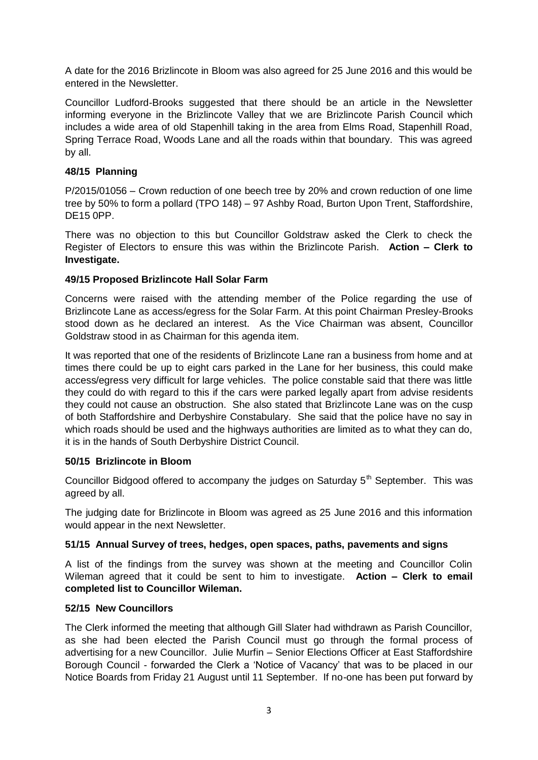A date for the 2016 Brizlincote in Bloom was also agreed for 25 June 2016 and this would be entered in the Newsletter.

Councillor Ludford-Brooks suggested that there should be an article in the Newsletter informing everyone in the Brizlincote Valley that we are Brizlincote Parish Council which includes a wide area of old Stapenhill taking in the area from Elms Road, Stapenhill Road, Spring Terrace Road, Woods Lane and all the roads within that boundary. This was agreed by all.

### 48/15 Planning

P/2015/01056 – Crown reduction of one beech tree by 20% and crown reduction of one lime tree by 50% to form a pollard (TPO 148) – 97 Ashby Road, Burton Upon Trent, Staffordshire, DE15 0PP.

There was no objection to this but Councillor Goldstraw asked the Clerk to check the Register of Electors to ensure this was within the Brizlincote Parish. **Action – Clerk to Investigate.**

### 49/15 Proposed Brizlincote Hall Solar Farm

Concerns were raised with the attending member of the Police regarding the use of Brizlincote Lane as access/egress for the Solar Farm. At this point Chairman Presley-Brooks stood down as he declared an interest. As the Vice Chairman was absent, Councillor Goldstraw stood in as Chairman for this agenda item.

It was reported that one of the residents of Brizlincote Lane ran a business from home and at times there could be up to eight cars parked in the Lane for her business, this could make access/egress very difficult for large vehicles. The police constable said that there was little they could do with regard to this if the cars were parked legally apart from advise residents they could not cause an obstruction. She also stated that Brizlincote Lane was on the cusp of both Staffordshire and Derbyshire Constabulary. She said that the police have no say in which roads should be used and the highways authorities are limited as to what they can do, it is in the hands of South Derbyshire District Council.

### 50/15 Brizlincote in Bloom

Councillor Bidgood offered to accompany the judges on Saturday 5th September. This was agreed by all.

The judging date for Brizlincote in Bloom was agreed as 25 June 2016 and this information would appear in the next Newsletter.

### 51/15 Annual Survey of trees, hedges, open spaces, paths, pavements and signs

A list of the findings from the survey was shown at the meeting and Councillor Colin Wileman agreed that it could be sent to him to investigate. **Action – Clerk to email completed list to Councillor Wileman.**

### 52/15 New Councillors

The Clerk informed the meeting that although Gill Slater had withdrawn as Parish Councillor, as she had been elected the Parish Council must go through the formal process of advertising for a new Councillor. Julie Murfin – Senior Elections Officer at East Staffordshire Borough Council - forwarded the Clerk a 'Notice of Vacancy' that was to be placed in our Notice Boards from Friday 21 August until 11 September. If no-one has been put forward by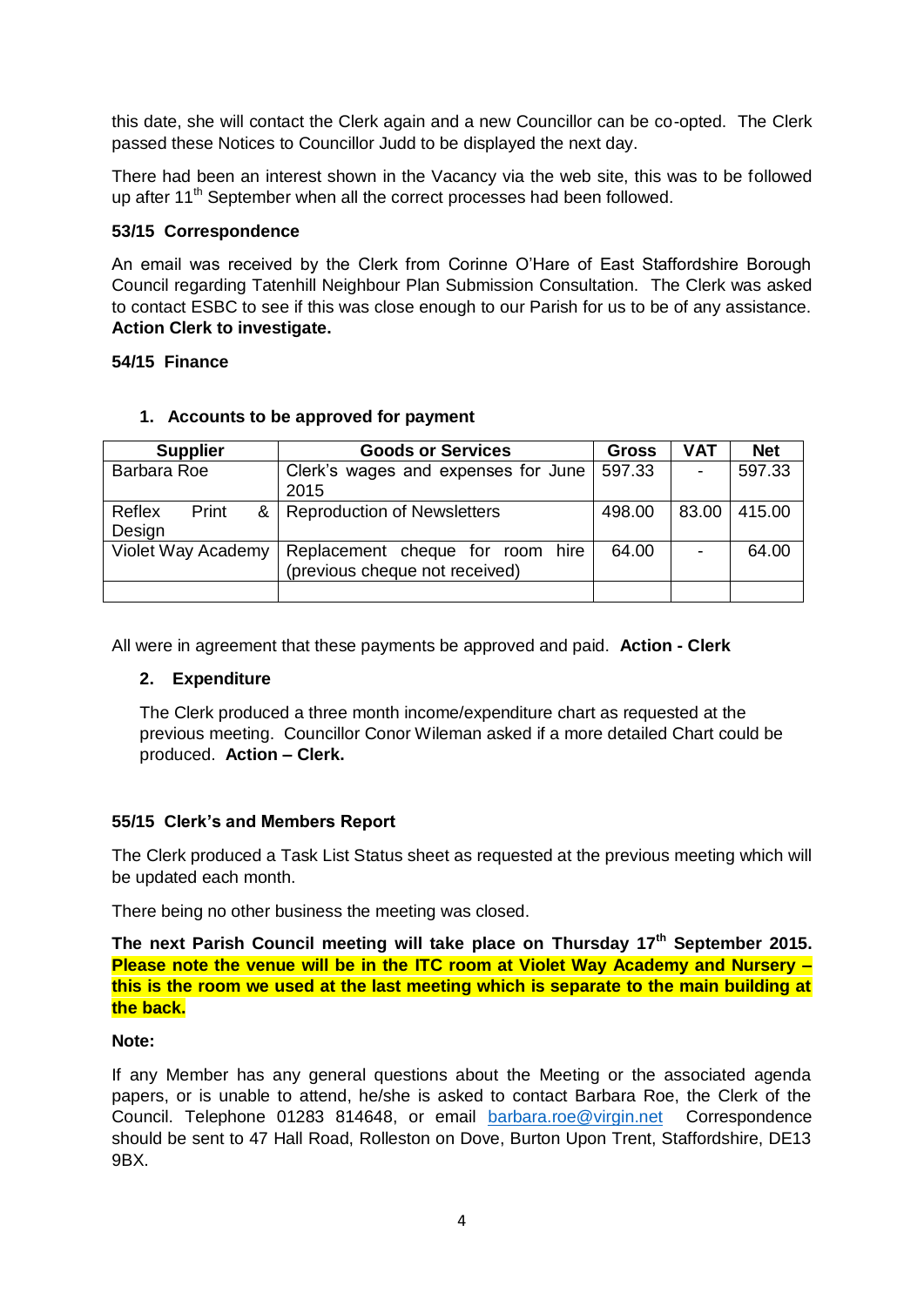this date, she will contact the Clerk again and a new Councillor can be co-opted. The Clerk passed these Notices to Councillor Judd to be displayed the next day.

There had been an interest shown in the Vacancy via the web site, this was to be followed up after 11th September when all the correct processes had been followed.

**53/15 Correspondence**

An email was received by the Clerk from Corinne O'Hare of East Staffordshire Borough Council regarding Tatenhill Neighbour Plan Submission Consultation. The Clerk was asked to contact ESBC to see if this was close enough to our Parish for us to be of any assistance. **Action Clerk to investigate.**

**54/15 Finance**

1. **Accounts to be approved for payment**

| Supplier | Goods or Services | Gross | VAT | Net |
|---|---|---|---|---|
| Barbara Roe | Clerk's wages and expenses for June 2015 | 597.33 | - | 597.33 |
| Reflex Print & Design | Reproduction of Newsletters | 498.00 | 83.00 | 415.00 |
| Violet Way Academy | Replacement cheque for room hire (previous cheque not received) | 64.00 | - | 64.00 |
| | | | | |

All were in agreement that these payments be approved and paid. **Action - Clerk**

2. **Expenditure**

   The Clerk produced a three month income/expenditure chart as requested at the previous meeting. Councillor Conor Wileman asked if a more detailed Chart could be produced. **Action – Clerk.**

**55/15 Clerk's and Members Report**

The Clerk produced a Task List Status sheet as requested at the previous meeting which will be updated each month.

There being no other business the meeting was closed.

**The next Parish Council meeting will take place on Thursday 17th September 2015. Please note the venue will be in the ITC room at Violet Way Academy and Nursery – this is the room we used at the last meeting which is separate to the main building at the back.**

**Note:**

If any Member has any general questions about the Meeting or the associated agenda papers, or is unable to attend, he/she is asked to contact Barbara Roe, the Clerk of the Council. Telephone 01283 814648, or email barbara.roe@virgin.net Correspondence should be sent to 47 Hall Road, Rolleston on Dove, Burton Upon Trent, Staffordshire, DE13 9BX.